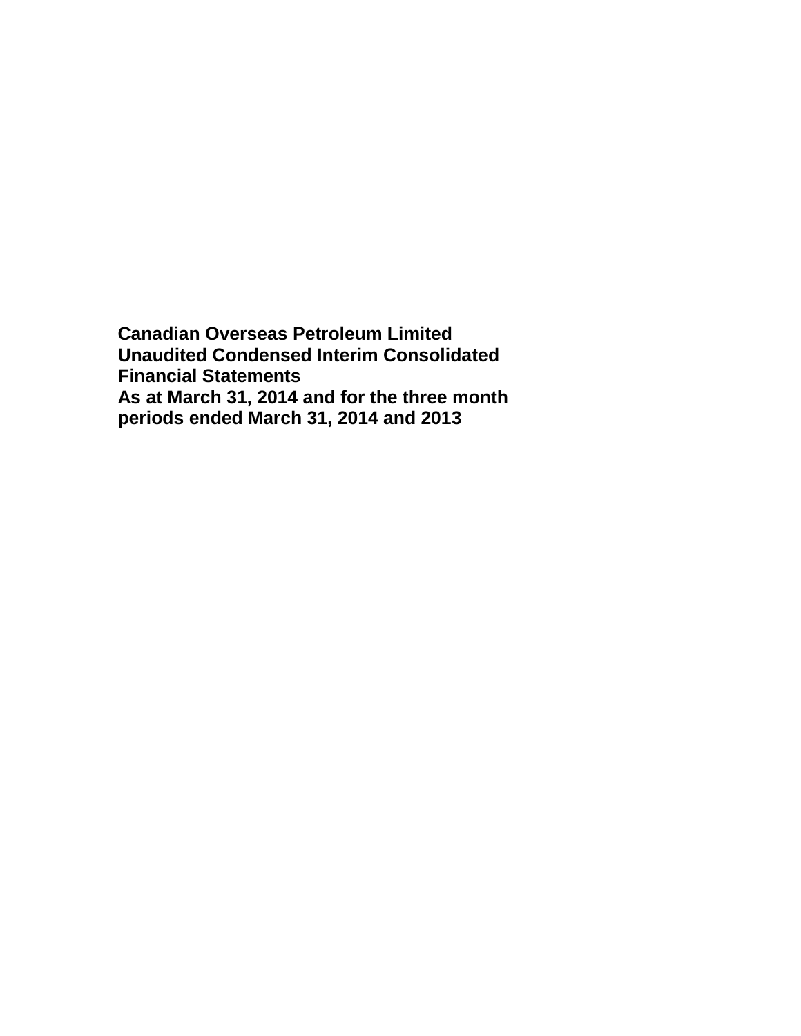**Canadian Overseas Petroleum Limited**
**Unaudited Condensed Interim Consolidated Financial Statements**
**As at March 31, 2014 and for the three month periods ended March 31, 2014 and 2013**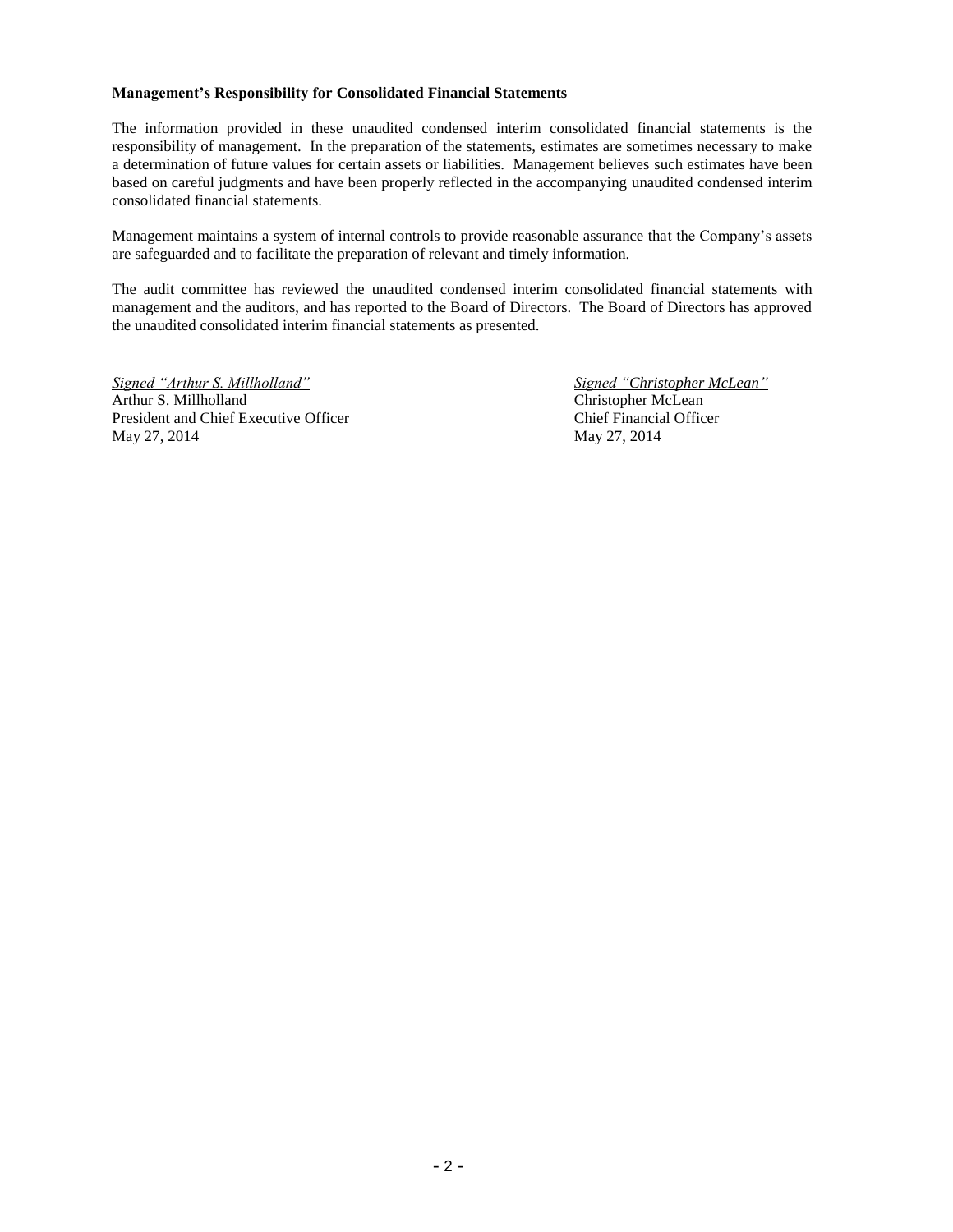**Management's Responsibility for Consolidated Financial Statements**

The information provided in these unaudited condensed interim consolidated financial statements is the responsibility of management. In the preparation of the statements, estimates are sometimes necessary to make a determination of future values for certain assets or liabilities. Management believes such estimates have been based on careful judgments and have been properly reflected in the accompanying unaudited condensed interim consolidated financial statements.

Management maintains a system of internal controls to provide reasonable assurance that the Company's assets are safeguarded and to facilitate the preparation of relevant and timely information.

The audit committee has reviewed the unaudited condensed interim consolidated financial statements with management and the auditors, and has reported to the Board of Directors. The Board of Directors has approved the unaudited consolidated interim financial statements as presented.

*Signed "Arthur S. Millholland"*
Arthur S. Millholland
President and Chief Executive Officer
May 27, 2014

*Signed "Christopher McLean"*
Christopher McLean
Chief Financial Officer
May 27, 2014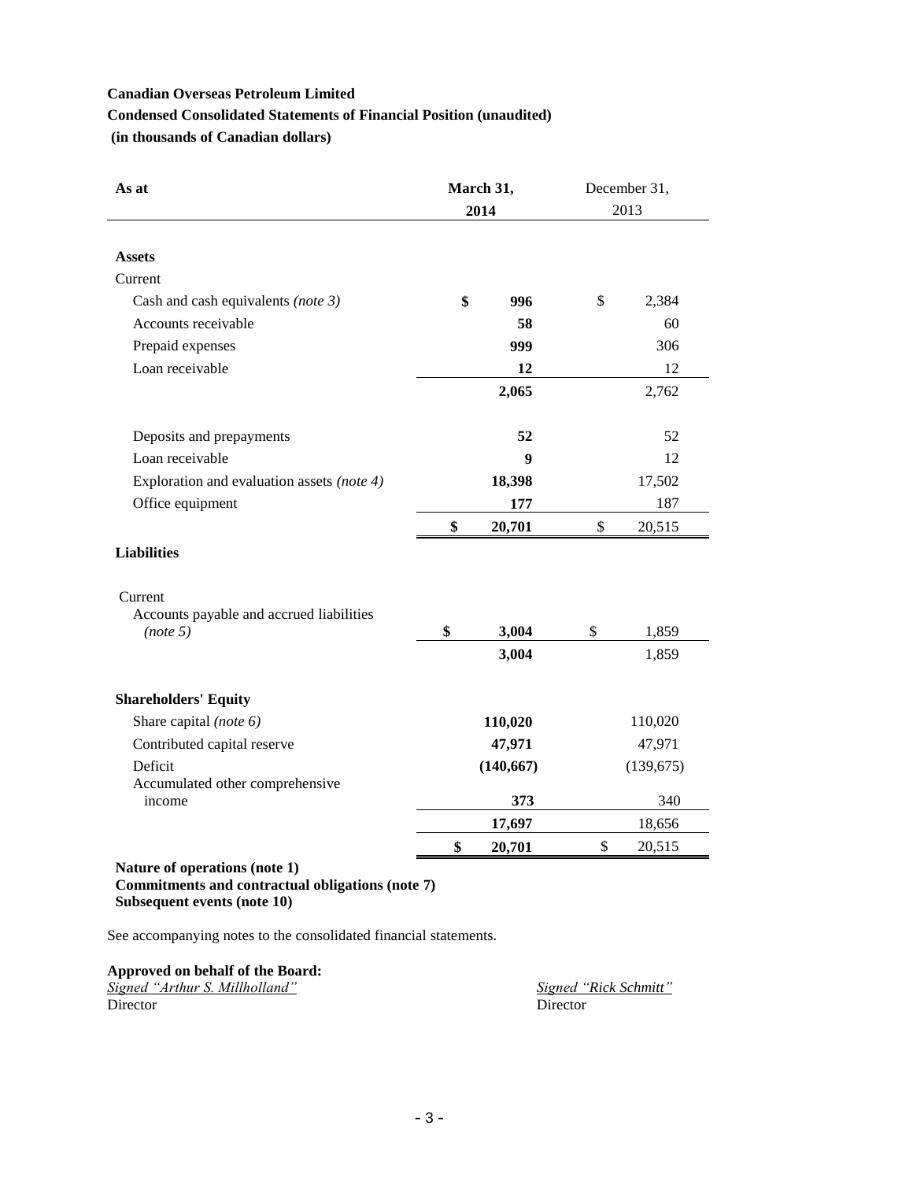**Canadian Overseas Petroleum Limited**

**Condensed Consolidated Statements of Financial Position (unaudited)**

**(in thousands of Canadian dollars)**

| As at | March 31, 2014 | December 31, 2013 |
|---|---|---|
| **Assets** | | |
| Current | | |
| Cash and cash equivalents *(note 3)* | **$ 996** | $ 2,384 |
| Accounts receivable | **58** | 60 |
| Prepaid expenses | **999** | 306 |
| Loan receivable | **12** | 12 |
| | **2,065** | 2,762 |
| Deposits and prepayments | **52** | 52 |
| Loan receivable | **9** | 12 |
| Exploration and evaluation assets *(note 4)* | **18,398** | 17,502 |
| Office equipment | **177** | 187 |
| | **$ 20,701** | $ 20,515 |
| **Liabilities** | | |
| Current | | |
| Accounts payable and accrued liabilities *(note 5)* | **$ 3,004** | $ 1,859 |
| | **3,004** | 1,859 |
| **Shareholders' Equity** | | |
| Share capital *(note 6)* | **110,020** | 110,020 |
| Contributed capital reserve | **47,971** | 47,971 |
| Deficit | **(140,667)** | (139,675) |
| Accumulated other comprehensive income | **373** | 340 |
| | **17,697** | 18,656 |
| | **$ 20,701** | $ 20,515 |

**Nature of operations (note 1)**
**Commitments and contractual obligations (note 7)**
**Subsequent events (note 10)**

See accompanying notes to the consolidated financial statements.

**Approved on behalf of the Board:**

*Signed "Arthur S. Millholland"*
Director

*Signed "Rick Schmitt"*
Director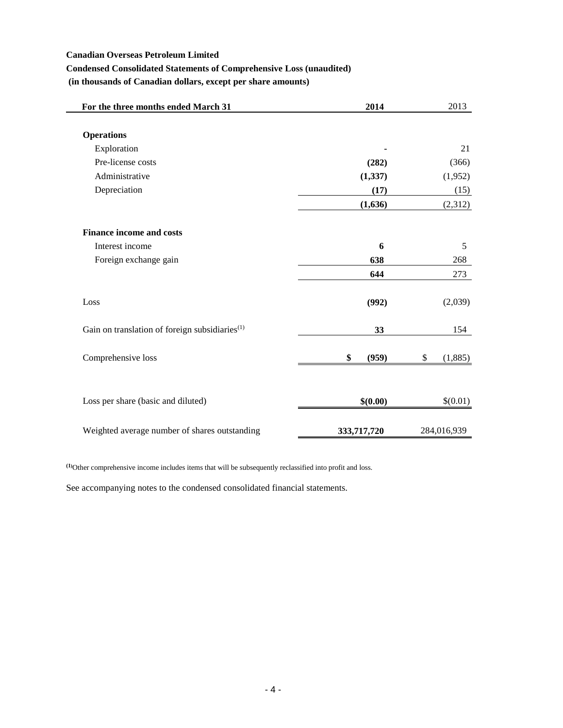**Canadian Overseas Petroleum Limited**

**Condensed Consolidated Statements of Comprehensive Loss (unaudited)**

**(in thousands of Canadian dollars, except per share amounts)**

| For the three months ended March 31 | 2014 | 2013 |
|---|---|---|
| **Operations** | | |
| Exploration | - | 21 |
| Pre-license costs | (282) | (366) |
| Administrative | (1,337) | (1,952) |
| Depreciation | (17) | (15) |
| | (1,636) | (2,312) |
| **Finance income and costs** | | |
| Interest income | 6 | 5 |
| Foreign exchange gain | 638 | 268 |
| | 644 | 273 |
| Loss | (992) | (2,039) |
| Gain on translation of foreign subsidiaries[(1)] | 33 | 154 |
| Comprehensive loss | $ (959) | $ (1,885) |
| Loss per share (basic and diluted) | $(0.00) | $(0.01) |
| Weighted average number of shares outstanding | 333,717,720 | 284,016,939 |

[(1)]Other comprehensive income includes items that will be subsequently reclassified into profit and loss.

See accompanying notes to the condensed consolidated financial statements.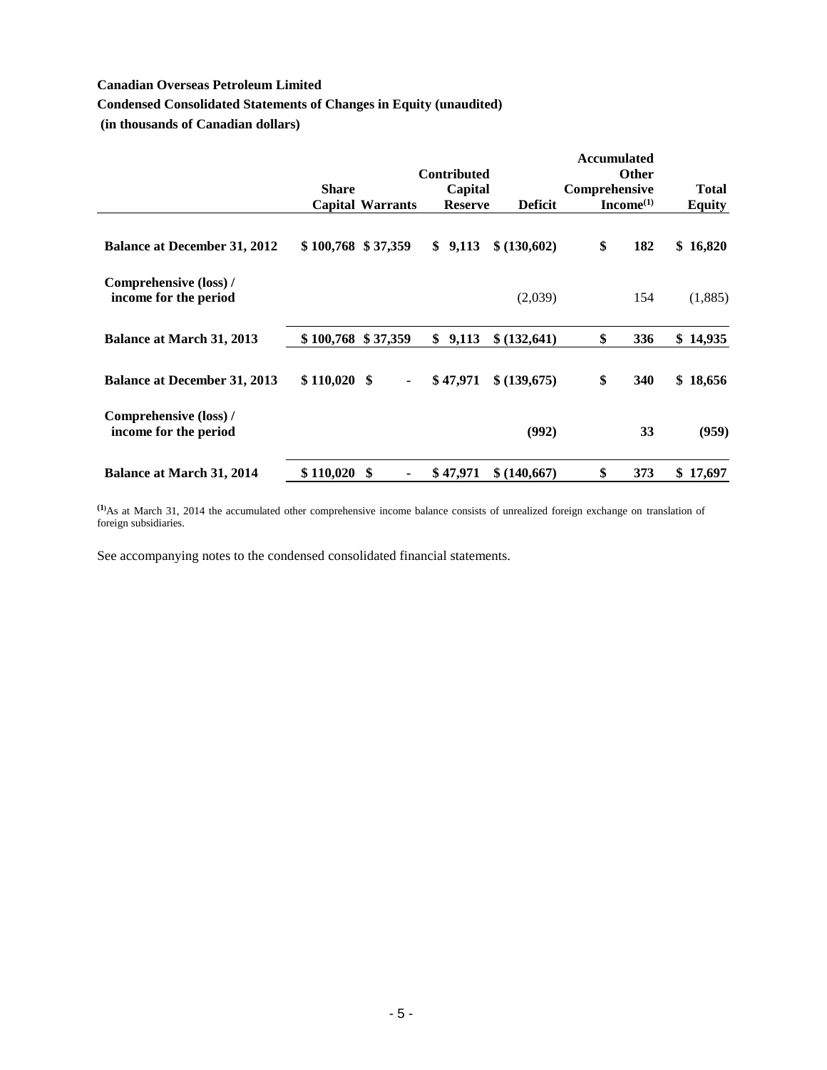**Canadian Overseas Petroleum Limited**

**Condensed Consolidated Statements of Changes in Equity (unaudited)**

**(in thousands of Canadian dollars)**

| | Share Capital | Warrants | Contributed Capital Reserve | Deficit | Accumulated Other Comprehensive Income(1) | Total Equity |
|---|---|---|---|---|---|---|
| **Balance at December 31, 2012** | **$ 100,768** | **$ 37,359** | **$ 9,113** | **$ (130,602)** | **$ 182** | **$ 16,820** |
| **Comprehensive (loss) / income for the period** | | | | (2,039) | 154 | (1,885) |
| **Balance at March 31, 2013** | **$ 100,768** | **$ 37,359** | **$ 9,113** | **$ (132,641)** | **$ 336** | **$ 14,935** |
| **Balance at December 31, 2013** | **$ 110,020** | **$ -** | **$ 47,971** | **$ (139,675)** | **$ 340** | **$ 18,656** |
| **Comprehensive (loss) / income for the period** | | | | **(992)** | **33** | **(959)** |
| **Balance at March 31, 2014** | **$ 110,020** | **$ -** | **$ 47,971** | **$ (140,667)** | **$ 373** | **$ 17,697** |

(1) As at March 31, 2014 the accumulated other comprehensive income balance consists of unrealized foreign exchange on translation of foreign subsidiaries.

See accompanying notes to the condensed consolidated financial statements.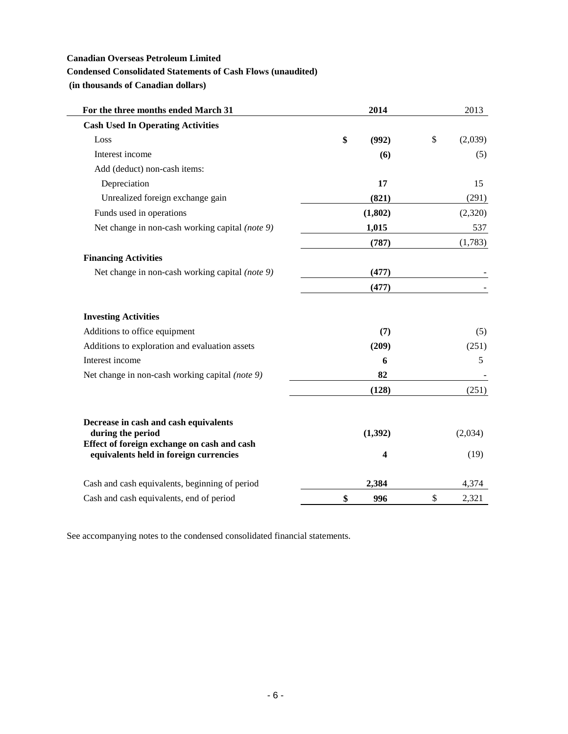**Canadian Overseas Petroleum Limited**

**Condensed Consolidated Statements of Cash Flows (unaudited)**

**(in thousands of Canadian dollars)**

| For the three months ended March 31 | 2014 | 2013 |
|---|---|---|
| **Cash Used In Operating Activities** | | |
| Loss | **$ (992)** | $ (2,039) |
| Interest income | **(6)** | (5) |
| Add (deduct) non-cash items: | | |
| Depreciation | **17** | 15 |
| Unrealized foreign exchange gain | **(821)** | (291) |
| Funds used in operations | **(1,802)** | (2,320) |
| Net change in non-cash working capital *(note 9)* | **1,015** | 537 |
| | **(787)** | (1,783) |
| **Financing Activities** | | |
| Net change in non-cash working capital *(note 9)* | **(477)** | - |
| | **(477)** | - |
| **Investing Activities** | | |
| Additions to office equipment | **(7)** | (5) |
| Additions to exploration and evaluation assets | **(209)** | (251) |
| Interest income | **6** | 5 |
| Net change in non-cash working capital *(note 9)* | **82** | - |
| | **(128)** | (251) |
| **Decrease in cash and cash equivalents during the period** | **(1,392)** | (2,034) |
| **Effect of foreign exchange on cash and cash equivalents held in foreign currencies** | **4** | (19) |
| Cash and cash equivalents, beginning of period | **2,384** | 4,374 |
| Cash and cash equivalents, end of period | **$ 996** | $ 2,321 |

See accompanying notes to the condensed consolidated financial statements.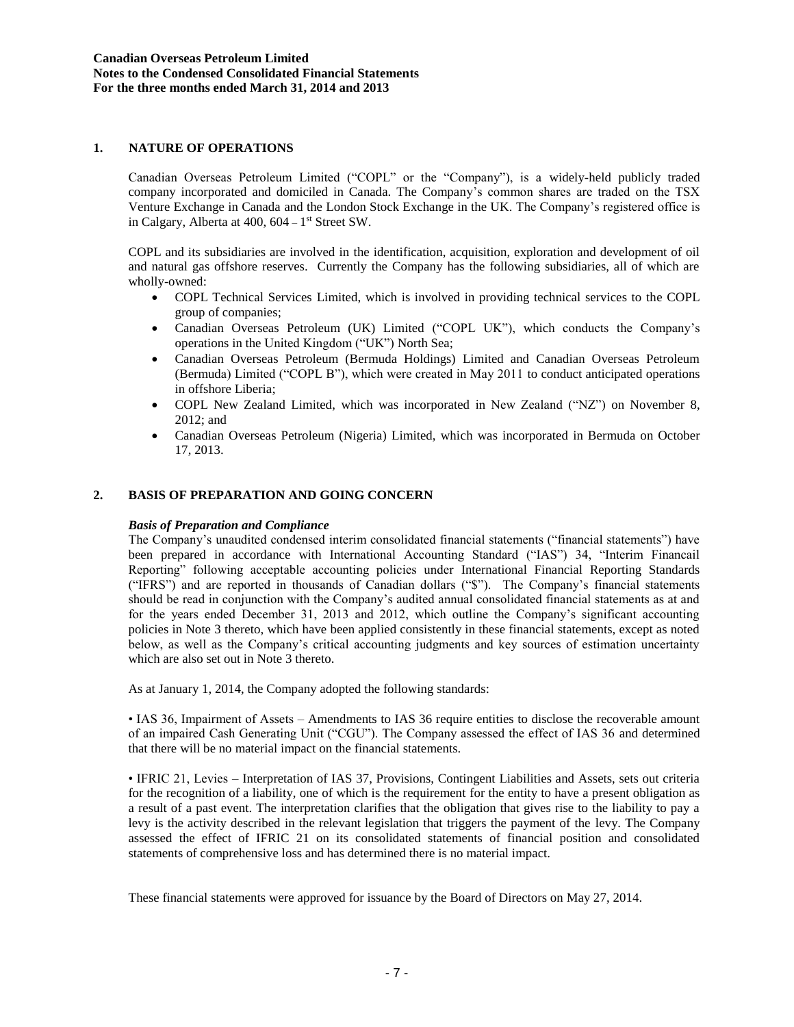## 1. NATURE OF OPERATIONS

Canadian Overseas Petroleum Limited ("COPL" or the "Company"), is a widely-held publicly traded company incorporated and domiciled in Canada. The Company's common shares are traded on the TSX Venture Exchange in Canada and the London Stock Exchange in the UK. The Company's registered office is in Calgary, Alberta at 400, 604 – 1st Street SW.

COPL and its subsidiaries are involved in the identification, acquisition, exploration and development of oil and natural gas offshore reserves. Currently the Company has the following subsidiaries, all of which are wholly-owned:

- COPL Technical Services Limited, which is involved in providing technical services to the COPL group of companies;
- Canadian Overseas Petroleum (UK) Limited ("COPL UK"), which conducts the Company's operations in the United Kingdom ("UK") North Sea;
- Canadian Overseas Petroleum (Bermuda Holdings) Limited and Canadian Overseas Petroleum (Bermuda) Limited ("COPL B"), which were created in May 2011 to conduct anticipated operations in offshore Liberia;
- COPL New Zealand Limited, which was incorporated in New Zealand ("NZ") on November 8, 2012; and
- Canadian Overseas Petroleum (Nigeria) Limited, which was incorporated in Bermuda on October 17, 2013.

## 2. BASIS OF PREPARATION AND GOING CONCERN

***Basis of Preparation and Compliance***

The Company's unaudited condensed interim consolidated financial statements ("financial statements") have been prepared in accordance with International Accounting Standard ("IAS") 34, "Interim Financcail Reporting" following acceptable accounting policies under International Financial Reporting Standards ("IFRS") and are reported in thousands of Canadian dollars ("$"). The Company's financial statements should be read in conjunction with the Company's audited annual consolidated financial statements as at and for the years ended December 31, 2013 and 2012, which outline the Company's significant accounting policies in Note 3 thereto, which have been applied consistently in these financial statements, except as noted below, as well as the Company's critical accounting judgments and key sources of estimation uncertainty which are also set out in Note 3 thereto.

As at January 1, 2014, the Company adopted the following standards:

• IAS 36, Impairment of Assets – Amendments to IAS 36 require entities to disclose the recoverable amount of an impaired Cash Generating Unit ("CGU"). The Company assessed the effect of IAS 36 and determined that there will be no material impact on the financial statements.

• IFRIC 21, Levies – Interpretation of IAS 37, Provisions, Contingent Liabilities and Assets, sets out criteria for the recognition of a liability, one of which is the requirement for the entity to have a present obligation as a result of a past event. The interpretation clarifies that the obligation that gives rise to the liability to pay a levy is the activity described in the relevant legislation that triggers the payment of the levy. The Company assessed the effect of IFRIC 21 on its consolidated statements of financial position and consolidated statements of comprehensive loss and has determined there is no material impact.

These financial statements were approved for issuance by the Board of Directors on May 27, 2014.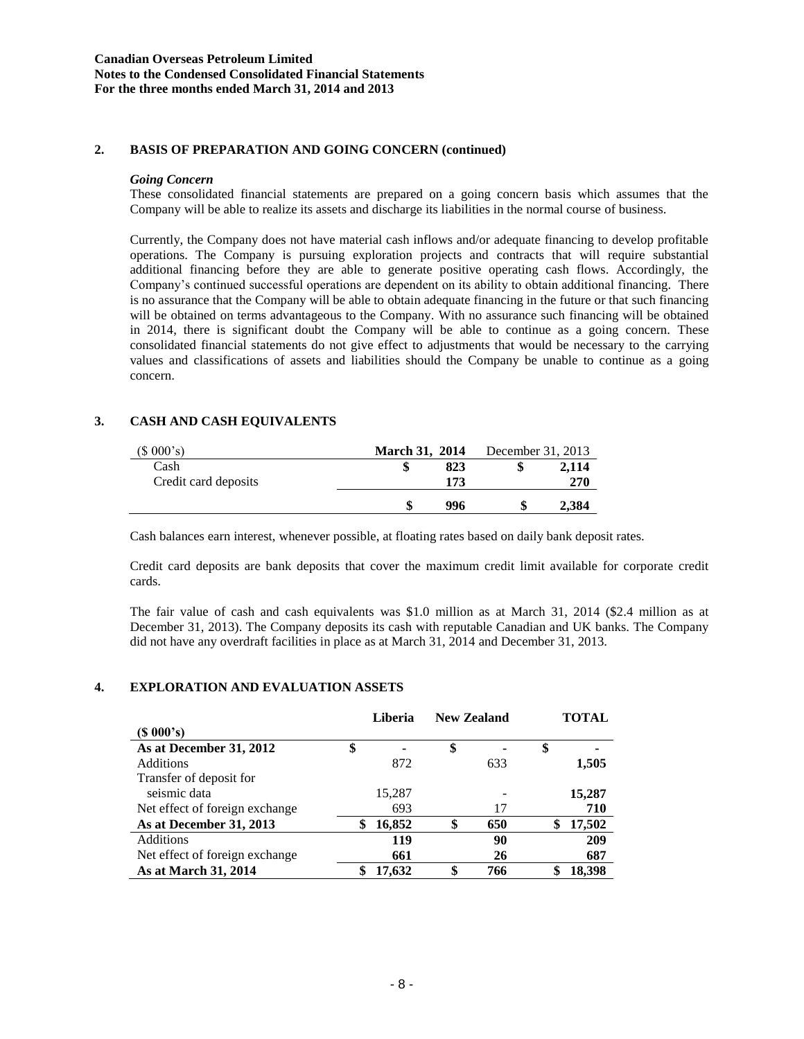## 2. BASIS OF PREPARATION AND GOING CONCERN (continued)

### *Going Concern*

These consolidated financial statements are prepared on a going concern basis which assumes that the Company will be able to realize its assets and discharge its liabilities in the normal course of business.

Currently, the Company does not have material cash inflows and/or adequate financing to develop profitable operations. The Company is pursuing exploration projects and contracts that will require substantial additional financing before they are able to generate positive operating cash flows. Accordingly, the Company's continued successful operations are dependent on its ability to obtain additional financing. There is no assurance that the Company will be able to obtain adequate financing in the future or that such financing will be obtained on terms advantageous to the Company. With no assurance such financing will be obtained in 2014, there is significant doubt the Company will be able to continue as a going concern. These consolidated financial statements do not give effect to adjustments that would be necessary to the carrying values and classifications of assets and liabilities should the Company be unable to continue as a going concern.

## 3. CASH AND CASH EQUIVALENTS

| ($ 000's) | **March 31, 2014** | December 31, 2013 |
|---|---|---|
| Cash | **$ 823** | $ 2,114 |
| Credit card deposits | **173** | 270 |
| | **$ 996** | $ 2,384 |

Cash balances earn interest, whenever possible, at floating rates based on daily bank deposit rates.

Credit card deposits are bank deposits that cover the maximum credit limit available for corporate credit cards.

The fair value of cash and cash equivalents was $1.0 million as at March 31, 2014 ($2.4 million as at December 31, 2013). The Company deposits its cash with reputable Canadian and UK banks. The Company did not have any overdraft facilities in place as at March 31, 2014 and December 31, 2013.

## 4. EXPLORATION AND EVALUATION ASSETS

| ($ 000's) | Liberia | New Zealand | TOTAL |
|---|---|---|---|
| **As at December 31, 2012** | $ - | $ - | $ - |
| Additions | 872 | 633 | **1,505** |
| Transfer of deposit for seismic data | 15,287 | - | **15,287** |
| Net effect of foreign exchange | 693 | 17 | **710** |
| **As at December 31, 2013** | **$ 16,852** | **$ 650** | **$ 17,502** |
| Additions | **119** | **90** | **209** |
| Net effect of foreign exchange | **661** | **26** | **687** |
| **As at March 31, 2014** | **$ 17,632** | **$ 766** | **$ 18,398** |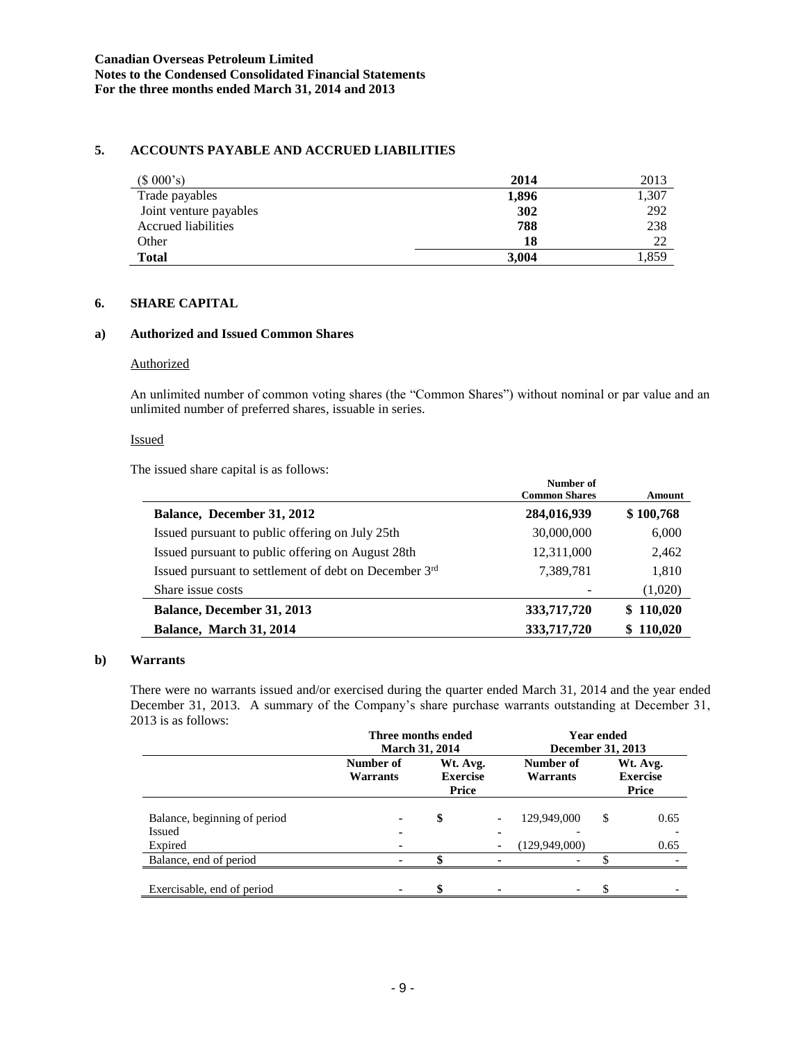## 5. ACCOUNTS PAYABLE AND ACCRUED LIABILITIES

| ($ 000's) | 2014 | 2013 |
|---|---|---|
| Trade payables | **1,896** | 1,307 |
| Joint venture payables | **302** | 292 |
| Accrued liabilities | **788** | 238 |
| Other | **18** | 22 |
| **Total** | **3,004** | 1,859 |

## 6. SHARE CAPITAL

### a) Authorized and Issued Common Shares

Authorized

An unlimited number of common voting shares (the "Common Shares") without nominal or par value and an unlimited number of preferred shares, issuable in series.

Issued

The issued share capital is as follows:

| | Number of Common Shares | Amount |
|---|---|---|
| **Balance, December 31, 2012** | **284,016,939** | **$ 100,768** |
| Issued pursuant to public offering on July 25th | 30,000,000 | 6,000 |
| Issued pursuant to public offering on August 28th | 12,311,000 | 2,462 |
| Issued pursuant to settlement of debt on December 3rd | 7,389,781 | 1,810 |
| Share issue costs | - | (1,020) |
| **Balance, December 31, 2013** | **333,717,720** | **$ 110,020** |
| **Balance, March 31, 2014** | **333,717,720** | **$ 110,020** |

### b) Warrants

There were no warrants issued and/or exercised during the quarter ended March 31, 2014 and the year ended December 31, 2013. A summary of the Company's share purchase warrants outstanding at December 31, 2013 is as follows:

| | Three months ended March 31, 2014 | | Year ended December 31, 2013 | |
|---|---|---|---|---|
| | Number of Warrants | Wt. Avg. Exercise Price | Number of Warrants | Wt. Avg. Exercise Price |
| Balance, beginning of period | - | $ - | 129,949,000 | $ 0.65 |
| Issued | - | - | - | - |
| Expired | - | - | (129,949,000) | 0.65 |
| Balance, end of period | - | $ - | - | $ - |
| Exercisable, end of period | - | $ - | - | $ - |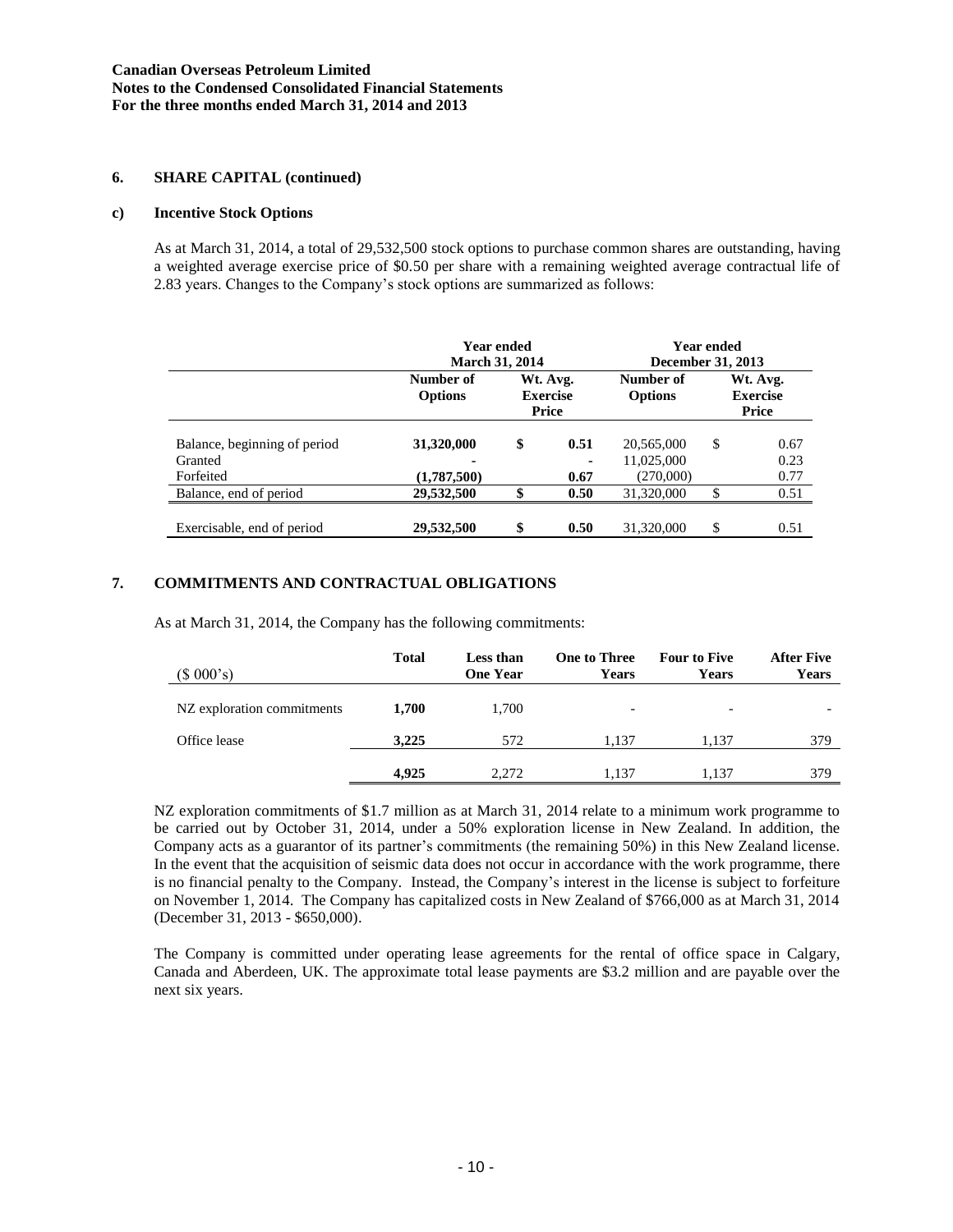**Canadian Overseas Petroleum Limited**
**Notes to the Condensed Consolidated Financial Statements**
**For the three months ended March 31, 2014 and 2013**

## 6. SHARE CAPITAL (continued)

### c) Incentive Stock Options

As at March 31, 2014, a total of 29,532,500 stock options to purchase common shares are outstanding, having a weighted average exercise price of $0.50 per share with a remaining weighted average contractual life of 2.83 years. Changes to the Company's stock options are summarized as follows:

| | Year ended March 31, 2014 | | Year ended December 31, 2013 | |
|---|---|---|---|---|
| | Number of Options | Wt. Avg. Exercise Price | Number of Options | Wt. Avg. Exercise Price |
| Balance, beginning of period | **31,320,000** | **$ 0.51** | 20,565,000 | $ 0.67 |
| Granted | **-** | **-** | 11,025,000 | 0.23 |
| Forfeited | **(1,787,500)** | **0.67** | (270,000) | 0.77 |
| Balance, end of period | **29,532,500** | **$ 0.50** | 31,320,000 | $ 0.51 |
| Exercisable, end of period | **29,532,500** | **$ 0.50** | 31,320,000 | $ 0.51 |

## 7. COMMITMENTS AND CONTRACTUAL OBLIGATIONS

As at March 31, 2014, the Company has the following commitments:

| ($ 000's) | Total | Less than One Year | One to Three Years | Four to Five Years | After Five Years |
|---|---|---|---|---|---|
| NZ exploration commitments | **1,700** | 1,700 | - | - | - |
| Office lease | **3,225** | 572 | 1,137 | 1,137 | 379 |
| | **4,925** | 2,272 | 1,137 | 1,137 | 379 |

NZ exploration commitments of $1.7 million as at March 31, 2014 relate to a minimum work programme to be carried out by October 31, 2014, under a 50% exploration license in New Zealand. In addition, the Company acts as a guarantor of its partner's commitments (the remaining 50%) in this New Zealand license. In the event that the acquisition of seismic data does not occur in accordance with the work programme, there is no financial penalty to the Company. Instead, the Company's interest in the license is subject to forfeiture on November 1, 2014. The Company has capitalized costs in New Zealand of $766,000 as at March 31, 2014 (December 31, 2013 - $650,000).

The Company is committed under operating lease agreements for the rental of office space in Calgary, Canada and Aberdeen, UK. The approximate total lease payments are $3.2 million and are payable over the next six years.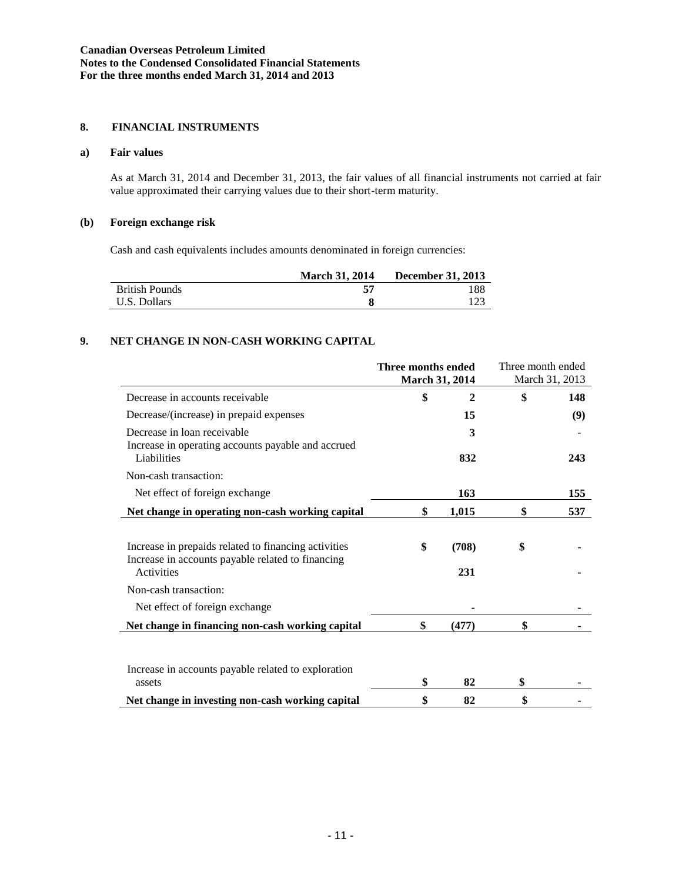**Canadian Overseas Petroleum Limited**
**Notes to the Condensed Consolidated Financial Statements**
**For the three months ended March 31, 2014 and 2013**

## 8. FINANCIAL INSTRUMENTS

### a) Fair values

As at March 31, 2014 and December 31, 2013, the fair values of all financial instruments not carried at fair value approximated their carrying values due to their short-term maturity.

### (b) Foreign exchange risk

Cash and cash equivalents includes amounts denominated in foreign currencies:

| | **March 31, 2014** | **December 31, 2013** |
|---|---|---|
| British Pounds | **57** | 188 |
| U.S. Dollars | **8** | 123 |

## 9. NET CHANGE IN NON-CASH WORKING CAPITAL

| | **Three months ended March 31, 2014** | | Three month ended March 31, 2013 | |
|---|---|---|---|---|
| Decrease in accounts receivable | **$** | **2** | **$** | **148** |
| Decrease/(increase) in prepaid expenses | | **15** | | **(9)** |
| Decrease in loan receivable | | **3** | | - |
| Increase in operating accounts payable and accrued Liabilities | | **832** | | **243** |
| Non-cash transaction: | | | | |
| Net effect of foreign exchange | | **163** | | **155** |
| **Net change in operating non-cash working capital** | **$** | **1,015** | **$** | **537** |
| | | | | |
| Increase in prepaids related to financing activities | **$** | **(708)** | **$** | **-** |
| Increase in accounts payable related to financing Activities | | **231** | | **-** |
| Non-cash transaction: | | | | |
| Net effect of foreign exchange | | **-** | | **-** |
| **Net change in financing non-cash working capital** | **$** | **(477)** | **$** | **-** |
| | | | | |
| Increase in accounts payable related to exploration assets | **$** | **82** | **$** | **-** |
| **Net change in investing non-cash working capital** | **$** | **82** | **$** | **-** |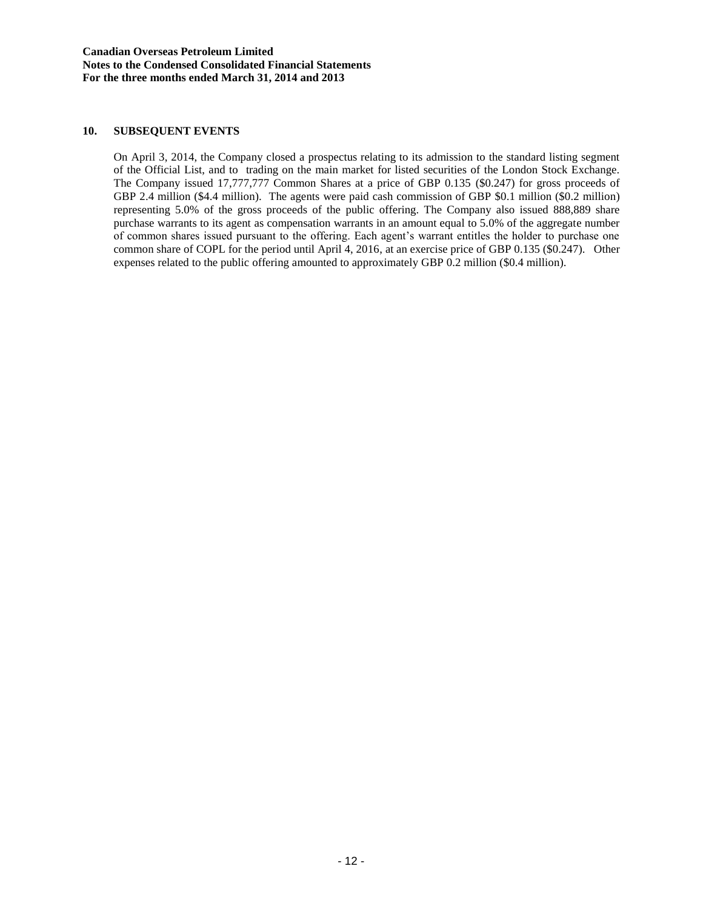## 10. SUBSEQUENT EVENTS

On April 3, 2014, the Company closed a prospectus relating to its admission to the standard listing segment of the Official List, and to trading on the main market for listed securities of the London Stock Exchange. The Company issued 17,777,777 Common Shares at a price of GBP 0.135 ($0.247) for gross proceeds of GBP 2.4 million ($4.4 million). The agents were paid cash commission of GBP $0.1 million ($0.2 million) representing 5.0% of the gross proceeds of the public offering. The Company also issued 888,889 share purchase warrants to its agent as compensation warrants in an amount equal to 5.0% of the aggregate number of common shares issued pursuant to the offering. Each agent's warrant entitles the holder to purchase one common share of COPL for the period until April 4, 2016, at an exercise price of GBP 0.135 ($0.247). Other expenses related to the public offering amounted to approximately GBP 0.2 million ($0.4 million).